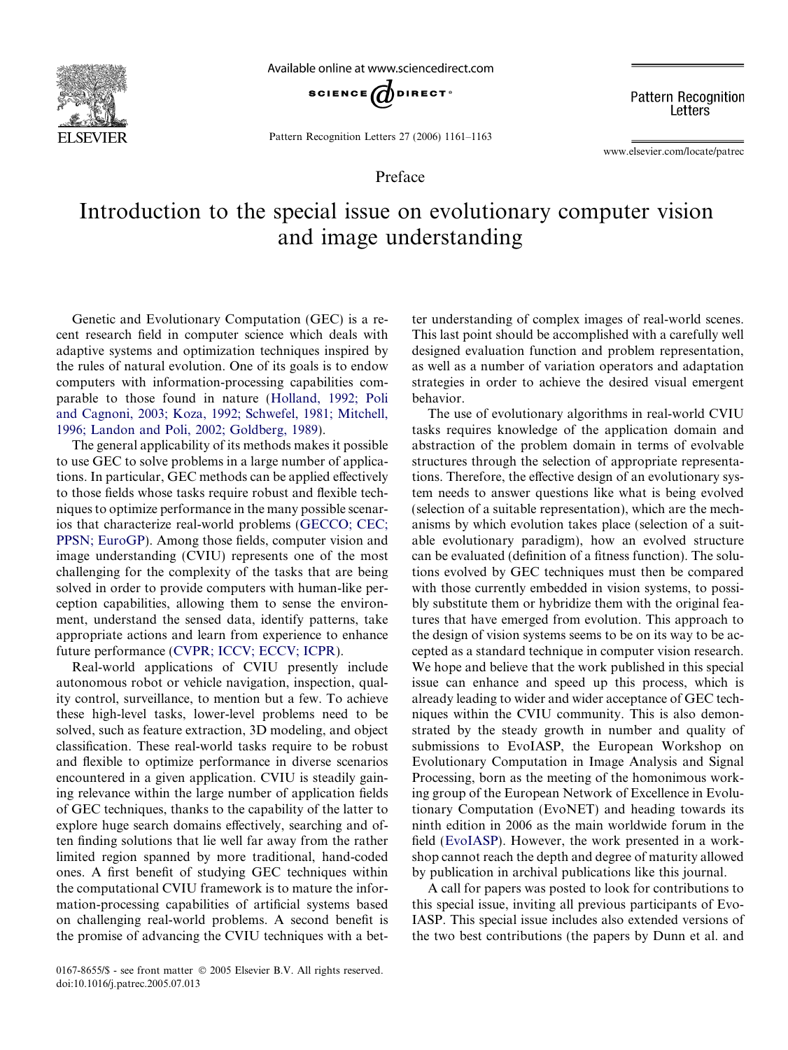Preface

# Introduction to the special issue on evolutionary computer vision and image understanding

Genetic and Evolutionary Computation (GEC) is a recent research field in computer science which deals with adaptive systems and optimization techniques inspired by the rules of natural evolution. One of its goals is to endow computers with information-processing capabilities comparable to those found in nature (Holland, 1992; Poli and Cagnoni, 2003; Koza, 1992; Schwefel, 1981; Mitchell, 1996; Landon and Poli, 2002; Goldberg, 1989).

The general applicability of its methods makes it possible to use GEC to solve problems in a large number of applications. In particular, GEC methods can be applied effectively to those fields whose tasks require robust and flexible techniques to optimize performance in the many possible scenarios that characterize real-world problems (GECCO; CEC; PPSN; EuroGP). Among those fields, computer vision and image understanding (CVIU) represents one of the most challenging for the complexity of the tasks that are being solved in order to provide computers with human-like perception capabilities, allowing them to sense the environment, understand the sensed data, identify patterns, take appropriate actions and learn from experience to enhance future performance (CVPR; ICCV; ECCV; ICPR).

Real-world applications of CVIU presently include autonomous robot or vehicle navigation, inspection, quality control, surveillance, to mention but a few. To achieve these high-level tasks, lower-level problems need to be solved, such as feature extraction, 3D modeling, and object classification. These real-world tasks require to be robust and flexible to optimize performance in diverse scenarios encountered in a given application. CVIU is steadily gaining relevance within the large number of application fields of GEC techniques, thanks to the capability of the latter to explore huge search domains effectively, searching and often finding solutions that lie well far away from the rather limited region spanned by more traditional, hand-coded ones. A first benefit of studying GEC techniques within the computational CVIU framework is to mature the information-processing capabilities of artificial systems based on challenging real-world problems. A second benefit is the promise of advancing the CVIU techniques with a better understanding of complex images of real-world scenes. This last point should be accomplished with a carefully well designed evaluation function and problem representation, as well as a number of variation operators and adaptation strategies in order to achieve the desired visual emergent behavior.

The use of evolutionary algorithms in real-world CVIU tasks requires knowledge of the application domain and abstraction of the problem domain in terms of evolvable structures through the selection of appropriate representations. Therefore, the effective design of an evolutionary system needs to answer questions like what is being evolved (selection of a suitable representation), which are the mechanisms by which evolution takes place (selection of a suitable evolutionary paradigm), how an evolved structure can be evaluated (definition of a fitness function). The solutions evolved by GEC techniques must then be compared with those currently embedded in vision systems, to possibly substitute them or hybridize them with the original features that have emerged from evolution. This approach to the design of vision systems seems to be on its way to be accepted as a standard technique in computer vision research. We hope and believe that the work published in this special issue can enhance and speed up this process, which is already leading to wider and wider acceptance of GEC techniques within the CVIU community. This is also demonstrated by the steady growth in number and quality of submissions to EvoIASP, the European Workshop on Evolutionary Computation in Image Analysis and Signal Processing, born as the meeting of the homonimous working group of the European Network of Excellence in Evolutionary Computation (EvoNET) and heading towards its ninth edition in 2006 as the main worldwide forum in the field (EvoIASP). However, the work presented in a workshop cannot reach the depth and degree of maturity allowed by publication in archival publications like this journal.

A call for papers was posted to look for contributions to this special issue, inviting all previous participants of EvoIASP. This special issue includes also extended versions of the two best contributions (the papers by Dunn et al. and

0167-8655/$ - see front matter © 2005 Elsevier B.V. All rights reserved.
doi:10.1016/j.patrec.2005.07.013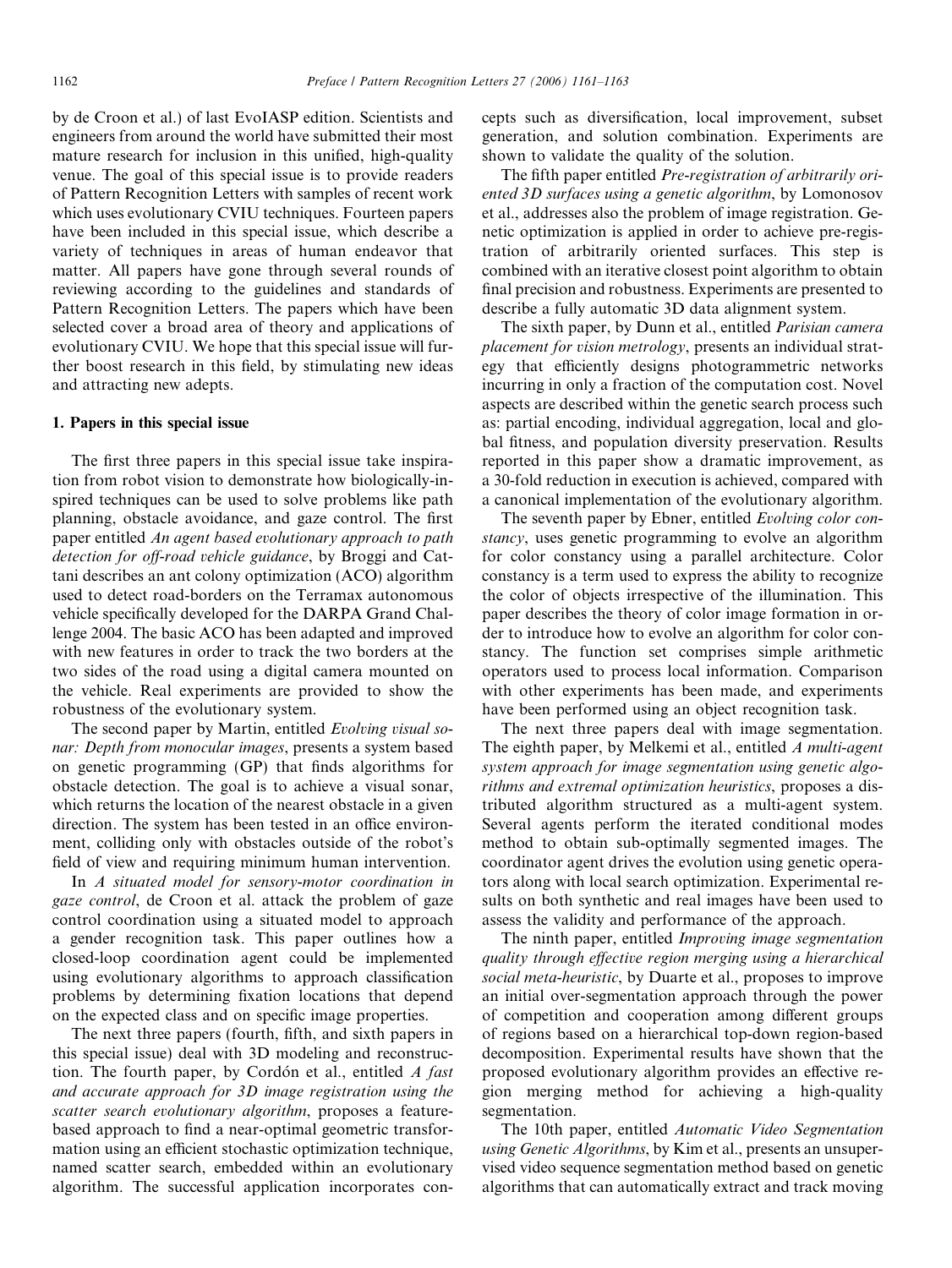by de Croon et al.) of last EvoIASP edition. Scientists and engineers from around the world have submitted their most mature research for inclusion in this unified, high-quality venue. The goal of this special issue is to provide readers of Pattern Recognition Letters with samples of recent work which uses evolutionary CVIU techniques. Fourteen papers have been included in this special issue, which describe a variety of techniques in areas of human endeavor that matter. All papers have gone through several rounds of reviewing according to the guidelines and standards of Pattern Recognition Letters. The papers which have been selected cover a broad area of theory and applications of evolutionary CVIU. We hope that this special issue will further boost research in this field, by stimulating new ideas and attracting new adepts.

## 1. Papers in this special issue

The first three papers in this special issue take inspiration from robot vision to demonstrate how biologically-inspired techniques can be used to solve problems like path planning, obstacle avoidance, and gaze control. The first paper entitled *An agent based evolutionary approach to path detection for off-road vehicle guidance*, by Broggi and Cattani describes an ant colony optimization (ACO) algorithm used to detect road-borders on the Terramax autonomous vehicle specifically developed for the DARPA Grand Challenge 2004. The basic ACO has been adapted and improved with new features in order to track the two borders at the two sides of the road using a digital camera mounted on the vehicle. Real experiments are provided to show the robustness of the evolutionary system.

The second paper by Martin, entitled *Evolving visual sonar: Depth from monocular images*, presents a system based on genetic programming (GP) that finds algorithms for obstacle detection. The goal is to achieve a visual sonar, which returns the location of the nearest obstacle in a given direction. The system has been tested in an office environment, colliding only with obstacles outside of the robot's field of view and requiring minimum human intervention.

In *A situated model for sensory-motor coordination in gaze control*, de Croon et al. attack the problem of gaze control coordination using a situated model to approach a gender recognition task. This paper outlines how a closed-loop coordination agent could be implemented using evolutionary algorithms to approach classification problems by determining fixation locations that depend on the expected class and on specific image properties.

The next three papers (fourth, fifth, and sixth papers in this special issue) deal with 3D modeling and reconstruction. The fourth paper, by Cordón et al., entitled *A fast and accurate approach for 3D image registration using the scatter search evolutionary algorithm*, proposes a feature-based approach to find a near-optimal geometric transformation using an efficient stochastic optimization technique, named scatter search, embedded within an evolutionary algorithm. The successful application incorporates concepts such as diversification, local improvement, subset generation, and solution combination. Experiments are shown to validate the quality of the solution.

The fifth paper entitled *Pre-registration of arbitrarily oriented 3D surfaces using a genetic algorithm*, by Lomonosov et al., addresses also the problem of image registration. Genetic optimization is applied in order to achieve pre-registration of arbitrarily oriented surfaces. This step is combined with an iterative closest point algorithm to obtain final precision and robustness. Experiments are presented to describe a fully automatic 3D data alignment system.

The sixth paper, by Dunn et al., entitled *Parisian camera placement for vision metrology*, presents an individual strategy that efficiently designs photogrammetric networks incurring in only a fraction of the computation cost. Novel aspects are described within the genetic search process such as: partial encoding, individual aggregation, local and global fitness, and population diversity preservation. Results reported in this paper show a dramatic improvement, as a 30-fold reduction in execution is achieved, compared with a canonical implementation of the evolutionary algorithm.

The seventh paper by Ebner, entitled *Evolving color constancy*, uses genetic programming to evolve an algorithm for color constancy using a parallel architecture. Color constancy is a term used to express the ability to recognize the color of objects irrespective of the illumination. This paper describes the theory of color image formation in order to introduce how to evolve an algorithm for color constancy. The function set comprises simple arithmetic operators used to process local information. Comparison with other experiments has been made, and experiments have been performed using an object recognition task.

The next three papers deal with image segmentation. The eighth paper, by Melkemi et al., entitled *A multi-agent system approach for image segmentation using genetic algorithms and extremal optimization heuristics*, proposes a distributed algorithm structured as a multi-agent system. Several agents perform the iterated conditional modes method to obtain sub-optimally segmented images. The coordinator agent drives the evolution using genetic operators along with local search optimization. Experimental results on both synthetic and real images have been used to assess the validity and performance of the approach.

The ninth paper, entitled *Improving image segmentation quality through effective region merging using a hierarchical social meta-heuristic*, by Duarte et al., proposes to improve an initial over-segmentation approach through the power of competition and cooperation among different groups of regions based on a hierarchical top-down region-based decomposition. Experimental results have shown that the proposed evolutionary algorithm provides an effective region merging method for achieving a high-quality segmentation.

The 10th paper, entitled *Automatic Video Segmentation using Genetic Algorithms*, by Kim et al., presents an unsupervised video sequence segmentation method based on genetic algorithms that can automatically extract and track moving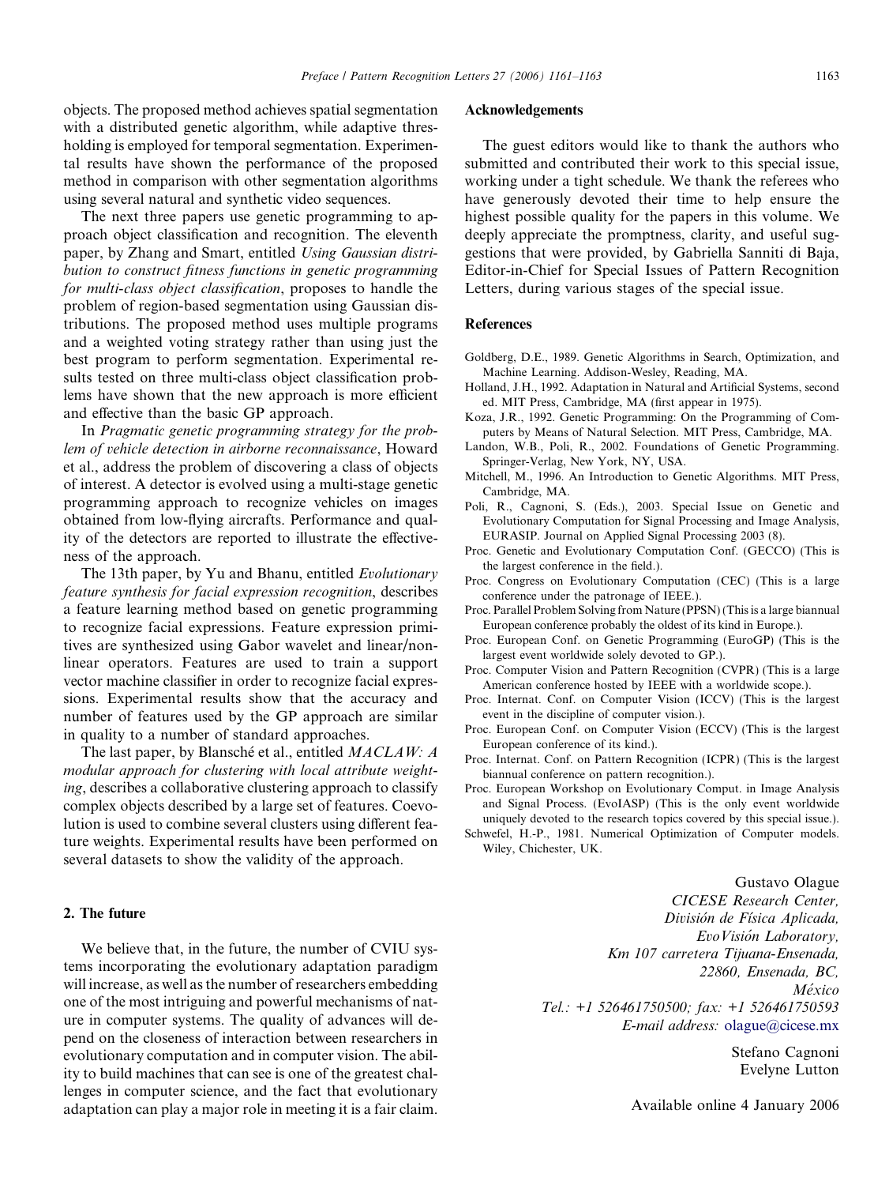objects. The proposed method achieves spatial segmentation with a distributed genetic algorithm, while adaptive thresholding is employed for temporal segmentation. Experimental results have shown the performance of the proposed method in comparison with other segmentation algorithms using several natural and synthetic video sequences.

The next three papers use genetic programming to approach object classification and recognition. The eleventh paper, by Zhang and Smart, entitled *Using Gaussian distribution to construct fitness functions in genetic programming for multi-class object classification*, proposes to handle the problem of region-based segmentation using Gaussian distributions. The proposed method uses multiple programs and a weighted voting strategy rather than using just the best program to perform segmentation. Experimental results tested on three multi-class object classification problems have shown that the new approach is more efficient and effective than the basic GP approach.

In *Pragmatic genetic programming strategy for the problem of vehicle detection in airborne reconnaissance*, Howard et al., address the problem of discovering a class of objects of interest. A detector is evolved using a multi-stage genetic programming approach to recognize vehicles on images obtained from low-flying aircrafts. Performance and quality of the detectors are reported to illustrate the effectiveness of the approach.

The 13th paper, by Yu and Bhanu, entitled *Evolutionary feature synthesis for facial expression recognition*, describes a feature learning method based on genetic programming to recognize facial expressions. Feature expression primitives are synthesized using Gabor wavelet and linear/nonlinear operators. Features are used to train a support vector machine classifier in order to recognize facial expressions. Experimental results show that the accuracy and number of features used by the GP approach are similar in quality to a number of standard approaches.

The last paper, by Blansché et al., entitled *MACLAW: A modular approach for clustering with local attribute weighting*, describes a collaborative clustering approach to classify complex objects described by a large set of features. Coevolution is used to combine several clusters using different feature weights. Experimental results have been performed on several datasets to show the validity of the approach.

## 2. The future

We believe that, in the future, the number of CVIU systems incorporating the evolutionary adaptation paradigm will increase, as well as the number of researchers embedding one of the most intriguing and powerful mechanisms of nature in computer systems. The quality of advances will depend on the closeness of interaction between researchers in evolutionary computation and in computer vision. The ability to build machines that can see is one of the greatest challenges in computer science, and the fact that evolutionary adaptation can play a major role in meeting it is a fair claim.

## Acknowledgements

The guest editors would like to thank the authors who submitted and contributed their work to this special issue, working under a tight schedule. We thank the referees who have generously devoted their time to help ensure the highest possible quality for the papers in this volume. We deeply appreciate the promptness, clarity, and useful suggestions that were provided, by Gabriella Sanniti di Baja, Editor-in-Chief for Special Issues of Pattern Recognition Letters, during various stages of the special issue.

## References

Goldberg, D.E., 1989. Genetic Algorithms in Search, Optimization, and Machine Learning. Addison-Wesley, Reading, MA.

Holland, J.H., 1992. Adaptation in Natural and Artificial Systems, second ed. MIT Press, Cambridge, MA (first appear in 1975).

Koza, J.R., 1992. Genetic Programming: On the Programming of Computers by Means of Natural Selection. MIT Press, Cambridge, MA.

Landon, W.B., Poli, R., 2002. Foundations of Genetic Programming. Springer-Verlag, New York, NY, USA.

Mitchell, M., 1996. An Introduction to Genetic Algorithms. MIT Press, Cambridge, MA.

Poli, R., Cagnoni, S. (Eds.), 2003. Special Issue on Genetic and Evolutionary Computation for Signal Processing and Image Analysis, EURASIP. Journal on Applied Signal Processing 2003 (8).

Proc. Genetic and Evolutionary Computation Conf. (GECCO) (This is the largest conference in the field.).

Proc. Congress on Evolutionary Computation (CEC) (This is a large conference under the patronage of IEEE.).

Proc. Parallel Problem Solving from Nature (PPSN) (This is a large biannual European conference probably the oldest of its kind in Europe.).

Proc. European Conf. on Genetic Programming (EuroGP) (This is the largest event worldwide solely devoted to GP.).

Proc. Computer Vision and Pattern Recognition (CVPR) (This is a large American conference hosted by IEEE with a worldwide scope.).

Proc. Internat. Conf. on Computer Vision (ICCV) (This is the largest event in the discipline of computer vision.).

Proc. European Conf. on Computer Vision (ECCV) (This is the largest European conference of its kind.).

Proc. Internat. Conf. on Pattern Recognition (ICPR) (This is the largest biannual conference on pattern recognition.).

Proc. European Workshop on Evolutionary Comput. in Image Analysis and Signal Process. (EvoIASP) (This is the only event worldwide uniquely devoted to the research topics covered by this special issue.).

Schwefel, H.-P., 1981. Numerical Optimization of Computer models. Wiley, Chichester, UK.

Gustavo Olague
*CICESE Research Center,*
*División de Física Aplicada,*
*EvoVisión Laboratory,*
*Km 107 carretera Tijuana-Ensenada,*
*22860, Ensenada, BC,*
*México*
*Tel.: +1 526461750500; fax: +1 526461750593*
*E-mail address:* olague@cicese.mx

Stefano Cagnoni
Evelyne Lutton

Available online 4 January 2006